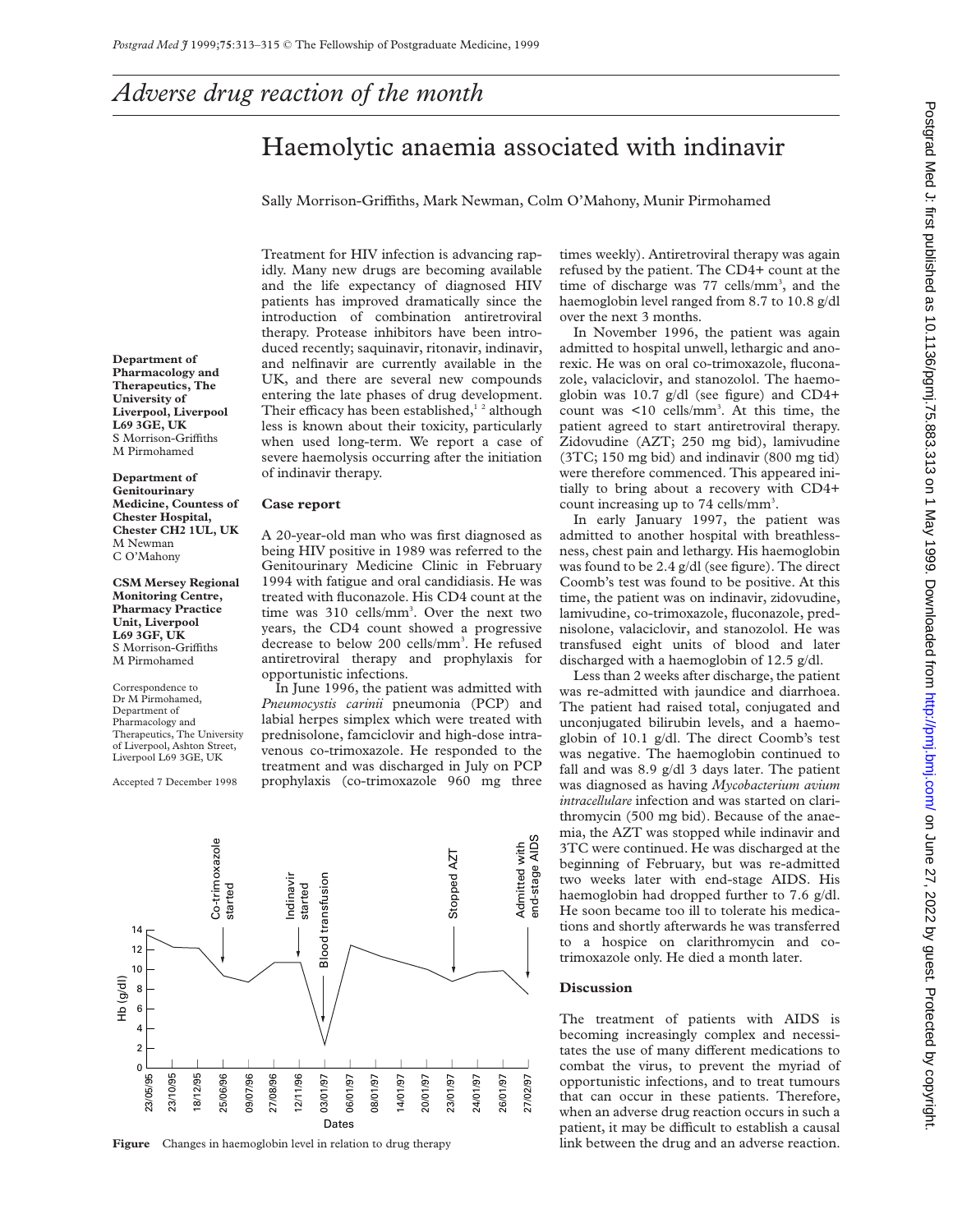# Adverse drug reaction of the month

## Haemolytic anaemia associated with indinavir

Sally Morrison-Griffiths, Mark Newman, Colm O'Mahony, Munir Pirmohamed

**Department of Pharmacology and Therapeutics, The University of Liverpool, Liverpool L69 3GE, UK**
S Morrison-Griffiths
M Pirmohamed

**Department of Genitourinary Medicine, Countess of Chester Hospital, Chester CH2 1UL, UK**
M Newman
C O'Mahony

**CSM Mersey Regional Monitoring Centre, Pharmacy Practice Unit, Liverpool L69 3GF, UK**
S Morrison-Griffiths
M Pirmohamed

Correspondence to Dr M Pirmohamed, Department of Pharmacology and Therapeutics, The University of Liverpool, Ashton Street, Liverpool L69 3GE, UK

Accepted 7 December 1998

Treatment for HIV infection is advancing rapidly. Many new drugs are becoming available and the life expectancy of diagnosed HIV patients has improved dramatically since the introduction of combination antiretroviral therapy. Protease inhibitors have been introduced recently; saquinavir, ritonavir, indinavir, and nelfinavir are currently available in the UK, and there are several new compounds entering the late phases of drug development. Their efficacy has been established,[1 2] although less is known about their toxicity, particularly when used long-term. We report a case of severe haemolysis occurring after the initiation of indinavir therapy.

### Case report

A 20-year-old man who was first diagnosed as being HIV positive in 1989 was referred to the Genitourinary Medicine Clinic in February 1994 with fatigue and oral candidiasis. He was treated with fluconazole. His CD4 count at the time was 310 cells/mm$^3$. Over the next two years, the CD4 count showed a progressive decrease to below 200 cells/mm$^3$. He refused antiretroviral therapy and prophylaxis for opportunistic infections.

In June 1996, the patient was admitted with *Pneumocystis carinii* pneumonia (PCP) and labial herpes simplex which were treated with prednisolone, famciclovir and high-dose intravenous co-trimoxazole. He responded to the treatment and was discharged in July on PCP prophylaxis (co-trimoxazole 960 mg three times weekly). Antiretroviral therapy was again refused by the patient. The CD4+ count at the time of discharge was 77 cells/mm$^3$, and the haemoglobin level ranged from 8.7 to 10.8 g/dl over the next 3 months.

In November 1996, the patient was again admitted to hospital unwell, lethargic and anorexic. He was on oral co-trimoxazole, fluconazole, valaciclovir, and stanozolol. The haemoglobin was 10.7 g/dl (see figure) and CD4+ count was <10 cells/mm$^3$. At this time, the patient agreed to start antiretroviral therapy. Zidovudine (AZT; 250 mg bid), lamivudine (3TC; 150 mg bid) and indinavir (800 mg tid) were therefore commenced. This appeared initially to bring about a recovery with CD4+ count increasing up to 74 cells/mm$^3$.

In early January 1997, the patient was admitted to another hospital with breathlessness, chest pain and lethargy. His haemoglobin was found to be 2.4 g/dl (see figure). The direct Coomb's test was found to be positive. At this time, the patient was on indinavir, zidovudine, lamivudine, co-trimoxazole, fluconazole, prednisolone, valaciclovir, and stanozolol. He was transfused eight units of blood and later discharged with a haemoglobin of 12.5 g/dl.

Less than 2 weeks after discharge, the patient was re-admitted with jaundice and diarrhoea. The patient had raised total, conjugated and unconjugated bilirubin levels, and a haemoglobin of 10.1 g/dl. The direct Coomb's test was negative. The haemoglobin continued to fall and was 8.9 g/dl 3 days later. The patient was diagnosed as having *Mycobacterium avium intracellulare* infection and was started on clarithromycin (500 mg bid). Because of the anaemia, the AZT was stopped while indinavir and 3TC were continued. He was discharged at the beginning of February, but was re-admitted two weeks later with end-stage AIDS. His haemoglobin had dropped further to 7.6 g/dl. He soon became too ill to tolerate his medications and shortly afterwards he was transferred to a hospice on clarithromycin and co-trimoxazole only. He died a month later.

**Figure** Changes in haemoglobin level in relation to drug therapy

### Discussion

The treatment of patients with AIDS is becoming increasingly complex and necessitates the use of many different medications to combat the virus, to prevent the myriad of opportunistic infections, and to treat tumours that can occur in these patients. Therefore, when an adverse drug reaction occurs in such a patient, it may be difficult to establish a causal link between the drug and an adverse reaction.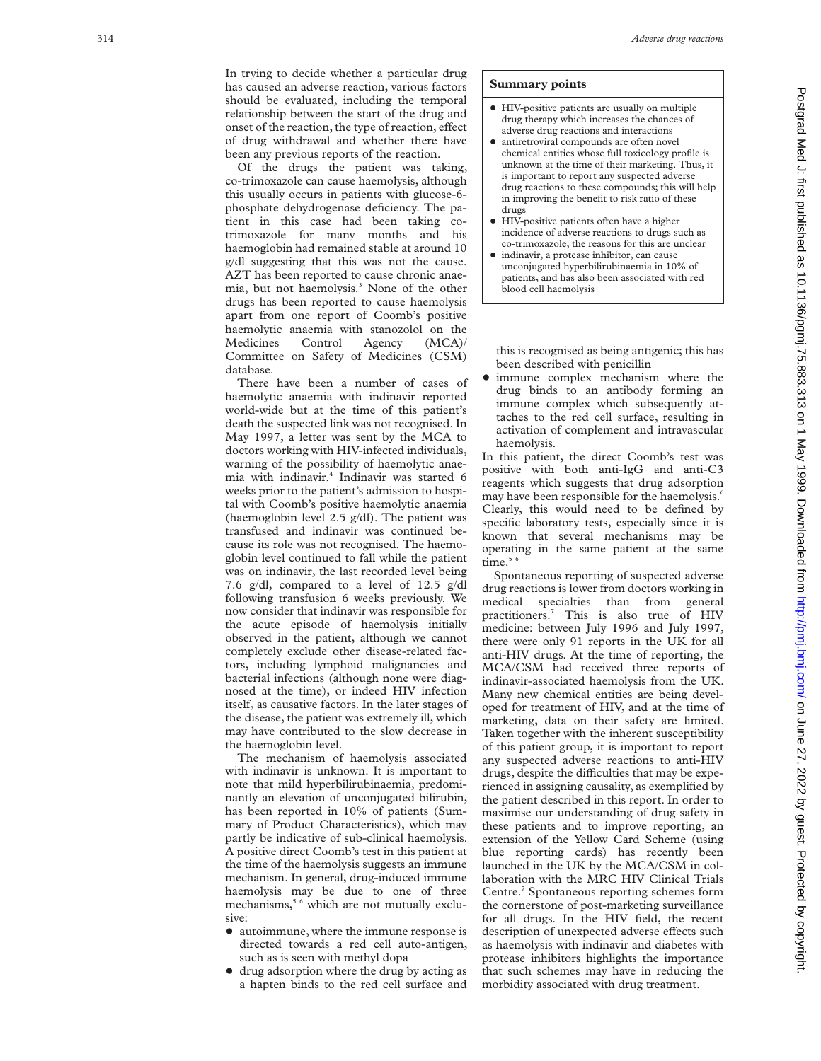In trying to decide whether a particular drug has caused an adverse reaction, various factors should be evaluated, including the temporal relationship between the start of the drug and onset of the reaction, the type of reaction, effect of drug withdrawal and whether there have been any previous reports of the reaction.

Of the drugs the patient was taking, co-trimoxazole can cause haemolysis, although this usually occurs in patients with glucose-6-phosphate dehydrogenase deficiency. The patient in this case had been taking co-trimoxazole for many months and his haemoglobin had remained stable at around 10 g/dl suggesting that this was not the cause. AZT has been reported to cause chronic anaemia, but not haemolysis.[3] None of the other drugs has been reported to cause haemolysis apart from one report of Coomb's positive haemolytic anaemia with stanozolol on the Medicines Control Agency (MCA)/ Committee on Safety of Medicines (CSM) database.

There have been a number of cases of haemolytic anaemia with indinavir reported world-wide but at the time of this patient's death the suspected link was not recognised. In May 1997, a letter was sent by the MCA to doctors working with HIV-infected individuals, warning of the possibility of haemolytic anaemia with indinavir.[4] Indinavir was started 6 weeks prior to the patient's admission to hospital with Coomb's positive haemolytic anaemia (haemoglobin level 2.5 g/dl). The patient was transfused and indinavir was continued because its role was not recognised. The haemoglobin level continued to fall while the patient was on indinavir, the last recorded level being 7.6 g/dl, compared to a level of 12.5 g/dl following transfusion 6 weeks previously. We now consider that indinavir was responsible for the acute episode of haemolysis initially observed in the patient, although we cannot completely exclude other disease-related factors, including lymphoid malignancies and bacterial infections (although none were diagnosed at the time), or indeed HIV infection itself, as causative factors. In the later stages of the disease, the patient was extremely ill, which may have contributed to the slow decrease in the haemoglobin level.

The mechanism of haemolysis associated with indinavir is unknown. It is important to note that mild hyperbilirubinaemia, predominantly an elevation of unconjugated bilirubin, has been reported in 10% of patients (Summary of Product Characteristics), which may partly be indicative of sub-clinical haemolysis. A positive direct Coomb's test in this patient at the time of the haemolysis suggests an immune mechanism. In general, drug-induced immune haemolysis may be due to one of three mechanisms,[5,6] which are not mutually exclusive:

- autoimmune, where the immune response is directed towards a red cell auto-antigen, such as is seen with methyl dopa
- drug adsorption where the drug by acting as a hapten binds to the red cell surface and this is recognised as being antigenic; this has been described with penicillin
- immune complex mechanism where the drug binds to an antibody forming an immune complex which subsequently attaches to the red cell surface, resulting in activation of complement and intravascular haemolysis.

In this patient, the direct Coomb's test was positive with both anti-IgG and anti-C3 reagents which suggests that drug adsorption may have been responsible for the haemolysis.[6] Clearly, this would need to be defined by specific laboratory tests, especially since it is known that several mechanisms may be operating in the same patient at the same time.[5,6]

Spontaneous reporting of suspected adverse drug reactions is lower from doctors working in medical specialties than from general practitioners.[7] This is also true of HIV medicine: between July 1996 and July 1997, there were only 91 reports in the UK for all anti-HIV drugs. At the time of reporting, the MCA/CSM had received three reports of indinavir-associated haemolysis from the UK. Many new chemical entities are being developed for treatment of HIV, and at the time of marketing, data on their safety are limited. Taken together with the inherent susceptibility of this patient group, it is important to report any suspected adverse reactions to anti-HIV drugs, despite the difficulties that may be experienced in assigning causality, as exemplified by the patient described in this report. In order to maximise our understanding of drug safety in these patients and to improve reporting, an extension of the Yellow Card Scheme (using blue reporting cards) has recently been launched in the UK by the MCA/CSM in collaboration with the MRC HIV Clinical Trials Centre.[7] Spontaneous reporting schemes form the cornerstone of post-marketing surveillance for all drugs. In the HIV field, the recent description of unexpected adverse effects such as haemolysis with indinavir and diabetes with protease inhibitors highlights the importance that such schemes may have in reducing the morbidity associated with drug treatment.

**Summary points**

- HIV-positive patients are usually on multiple drug therapy which increases the chances of adverse drug reactions and interactions
- antiretroviral compounds are often novel chemical entities whose full toxicology profile is unknown at the time of their marketing. Thus, it is important to report any suspected adverse drug reactions to these compounds; this will help in improving the benefit to risk ratio of these drugs
- HIV-positive patients often have a higher incidence of adverse reactions to drugs such as co-trimoxazole; the reasons for this are unclear
- indinavir, a protease inhibitor, can cause unconjugated hyperbilirubinaemia in 10% of patients, and has also been associated with red blood cell haemolysis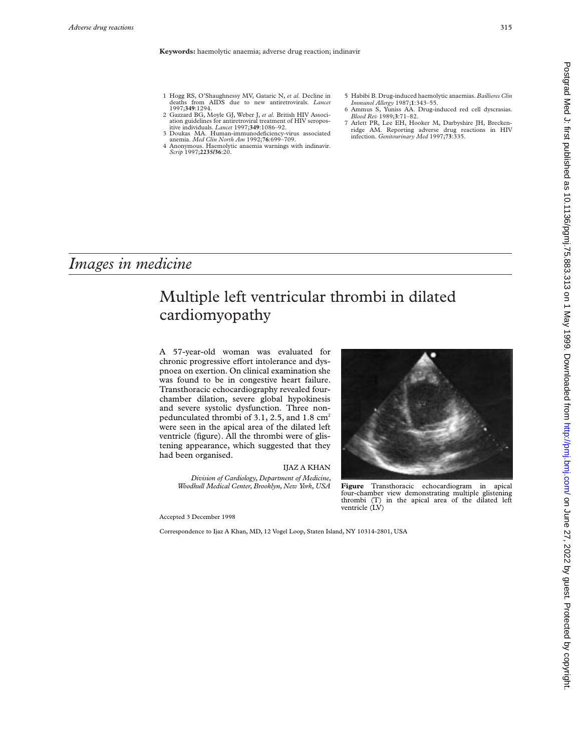**Keywords:** haemolytic anaemia; adverse drug reaction; indinavir

1 Hogg RS, O'Shaughnessy MV, Gataric N, *et al.* Decline in deaths from AIDS due to new antiretrovirals. *Lancet* 1997;**349**:1294.
2 Gazzard BG, Moyle GJ, Weber J, *et al.* British HIV Association guidelines for antiretroviral treatment of HIV seropositive individuals. *Lancet* 1997;**349**:1086–92.
3 Doukas MA. Human-immunodeficiency-virus associated anemia. *Med Clin North Am* 1992;**76**:699–709.
4 Anonymous. Haemolytic anaemia warnings with indinavir. *Scrip* 1997;**2235/36**:20.
5 Habibi B. Drug-induced haemolytic anaemias. *Baillieres Clin Immunol Allergy* 1987;**1**:343–55.
6 Ammus S, Yuniss AA. Drug-induced red cell dyscrasias. *Blood Rev* 1989;**3**:71–82.
7 Arlett PR, Lee EH, Hooker M, Darbyshire JH, Breckenridge AM. Reporting adverse drug reactions in HIV infection. *Genitourinary Med* 1997;**73**:335.

# *Images in medicine*

## Multiple left ventricular thrombi in dilated cardiomyopathy

A 57-year-old woman was evaluated for chronic progressive effort intolerance and dyspnoea on exertion. On clinical examination she was found to be in congestive heart failure. Transthoracic echocardiography revealed four-chamber dilation, severe global hypokinesis and severe systolic dysfunction. Three non-pedunculated thrombi of 3.1, 2.5, and 1.8 $cm^2$ were seen in the apical area of the dilated left ventricle (figure). All the thrombi were of glistening appearance, which suggested that they had been organised.

IJAZ A KHAN

*Division of Cardiology, Department of Medicine, Woodhull Medical Center, Brooklyn, New York, USA*

**Figure** Transthoracic echocardiogram in apical four-chamber view demonstrating multiple glistening thrombi (T) in the apical area of the dilated left ventricle (LV)

Accepted 3 December 1998

Correspondence to Ijaz A Khan, MD, 12 Vogel Loop, Staten Island, NY 10314-2801, USA